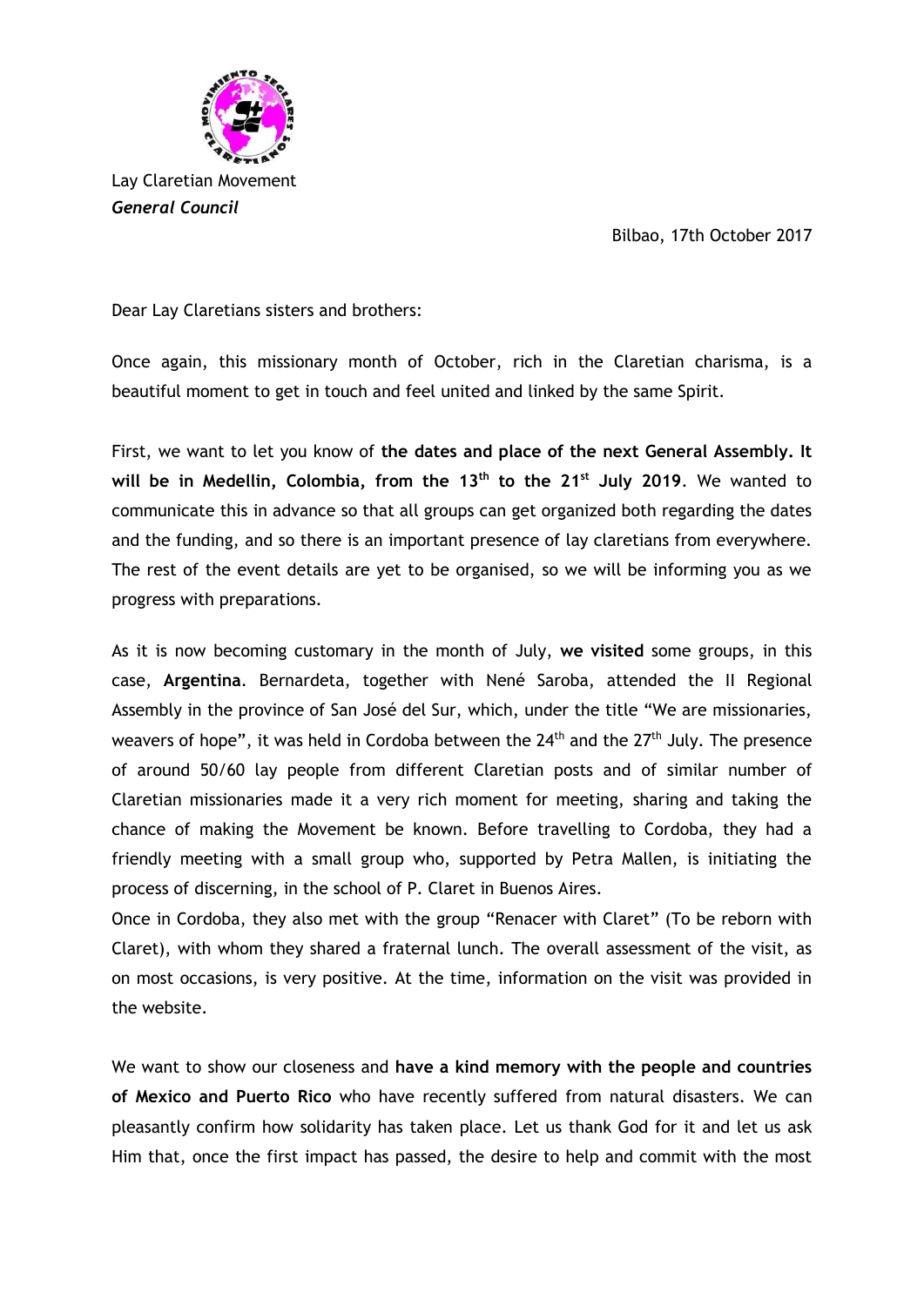Lay Claretian Movement
*General Council*

Bilbao, 17th October 2017

Dear Lay Claretians sisters and brothers:

Once again, this missionary month of October, rich in the Claretian charisma, is a beautiful moment to get in touch and feel united and linked by the same Spirit.

First, we want to let you know of **the dates and place of the next General Assembly. It will be in Medellin, Colombia, from the 13th to the 21st July 2019**. We wanted to communicate this in advance so that all groups can get organized both regarding the dates and the funding, and so there is an important presence of lay claretians from everywhere. The rest of the event details are yet to be organised, so we will be informing you as we progress with preparations.

As it is now becoming customary in the month of July, **we visited** some groups, in this case, **Argentina**. Bernardeta, together with Nené Saroba, attended the II Regional Assembly in the province of San José del Sur, which, under the title "We are missionaries, weavers of hope", it was held in Cordoba between the 24th and the 27th July. The presence of around 50/60 lay people from different Claretian posts and of similar number of Claretian missionaries made it a very rich moment for meeting, sharing and taking the chance of making the Movement be known. Before travelling to Cordoba, they had a friendly meeting with a small group who, supported by Petra Mallen, is initiating the process of discerning, in the school of P. Claret in Buenos Aires.

Once in Cordoba, they also met with the group "Renacer with Claret" (To be reborn with Claret), with whom they shared a fraternal lunch. The overall assessment of the visit, as on most occasions, is very positive. At the time, information on the visit was provided in the website.

We want to show our closeness and **have a kind memory with the people and countries of Mexico and Puerto Rico** who have recently suffered from natural disasters. We can pleasantly confirm how solidarity has taken place. Let us thank God for it and let us ask Him that, once the first impact has passed, the desire to help and commit with the most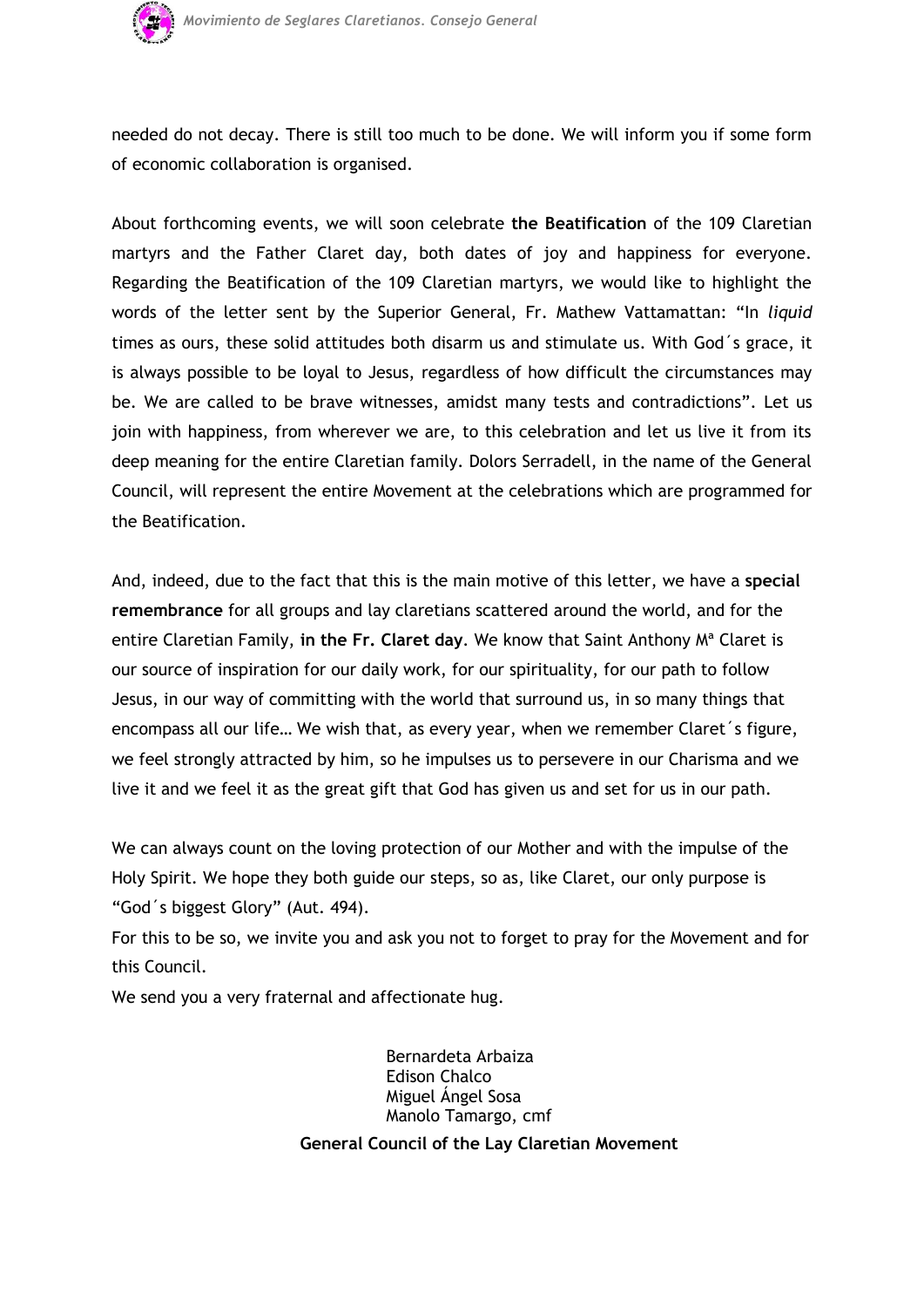needed do not decay. There is still too much to be done. We will inform you if some form of economic collaboration is organised.

About forthcoming events, we will soon celebrate **the Beatification** of the 109 Claretian martyrs and the Father Claret day, both dates of joy and happiness for everyone. Regarding the Beatification of the 109 Claretian martyrs, we would like to highlight the words of the letter sent by the Superior General, Fr. Mathew Vattamattan: "In *liquid* times as ours, these solid attitudes both disarm us and stimulate us. With God´s grace, it is always possible to be loyal to Jesus, regardless of how difficult the circumstances may be. We are called to be brave witnesses, amidst many tests and contradictions". Let us join with happiness, from wherever we are, to this celebration and let us live it from its deep meaning for the entire Claretian family. Dolors Serradell, in the name of the General Council, will represent the entire Movement at the celebrations which are programmed for the Beatification.

And, indeed, due to the fact that this is the main motive of this letter, we have a **special remembrance** for all groups and lay claretians scattered around the world, and for the entire Claretian Family, **in the Fr. Claret day**. We know that Saint Anthony Mª Claret is our source of inspiration for our daily work, for our spirituality, for our path to follow Jesus, in our way of committing with the world that surround us, in so many things that encompass all our life… We wish that, as every year, when we remember Claret´s figure, we feel strongly attracted by him, so he impulses us to persevere in our Charisma and we live it and we feel it as the great gift that God has given us and set for us in our path.

We can always count on the loving protection of our Mother and with the impulse of the Holy Spirit. We hope they both guide our steps, so as, like Claret, our only purpose is "God´s biggest Glory" (Aut. 494).

For this to be so, we invite you and ask you not to forget to pray for the Movement and for this Council.

We send you a very fraternal and affectionate hug.

Bernardeta Arbaiza
Edison Chalco
Miguel Ángel Sosa
Manolo Tamargo, cmf

**General Council of the Lay Claretian Movement**